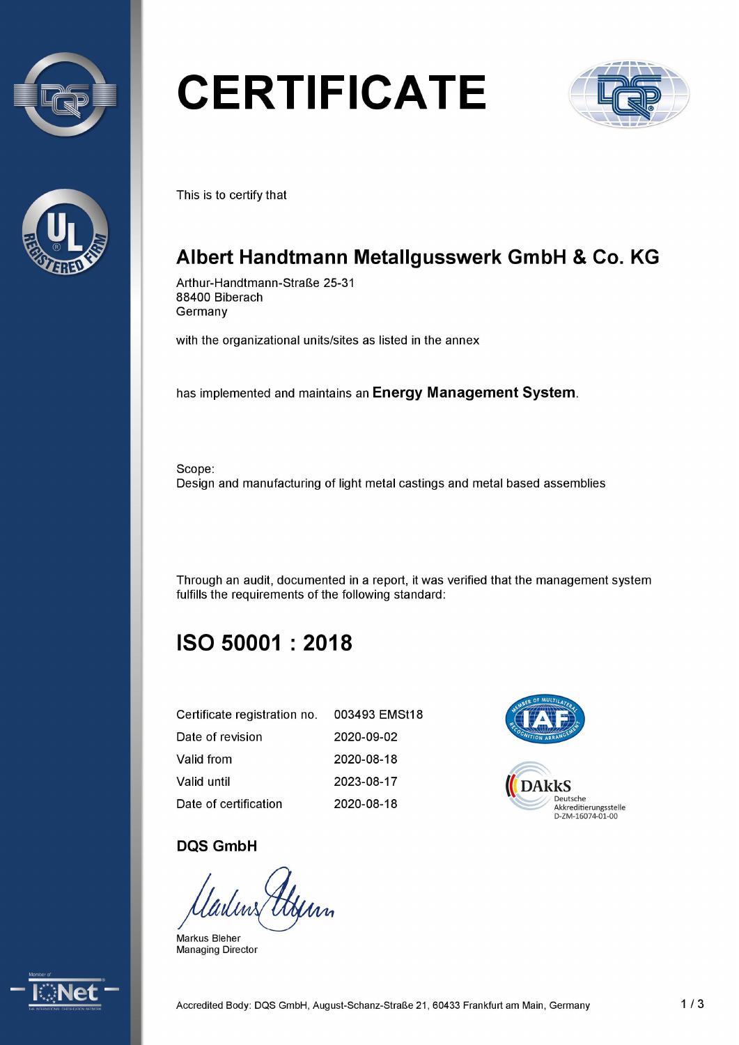# CERTIFICATE

This is to certify that

## Albert Handtmann Metallgusswerk GmbH & Co. KG

Arthur-Handtmann-Straße 25-31
88400 Biberach
Germany

with the organizational units/sites as listed in the annex

has implemented and maintains an **Energy Management System**.

Scope:
Design and manufacturing of light metal castings and metal based assemblies

Through an audit, documented in a report, it was verified that the management system fulfills the requirements of the following standard:

## ISO 50001 : 2018

| | |
|---|---|
| Certificate registration no. | 003493 EMSt18 |
| Date of revision | 2020-09-02 |
| Valid from | 2020-08-18 |
| Valid until | 2023-08-17 |
| Date of certification | 2020-08-18 |

DAkkS
Deutsche
Akkreditierungsstelle
D-ZM-16074-01-00

**DQS GmbH**

Markus Bleher
Managing Director

Accredited Body: DQS GmbH, August-Schanz-Straße 21, 60433 Frankfurt am Main, Germany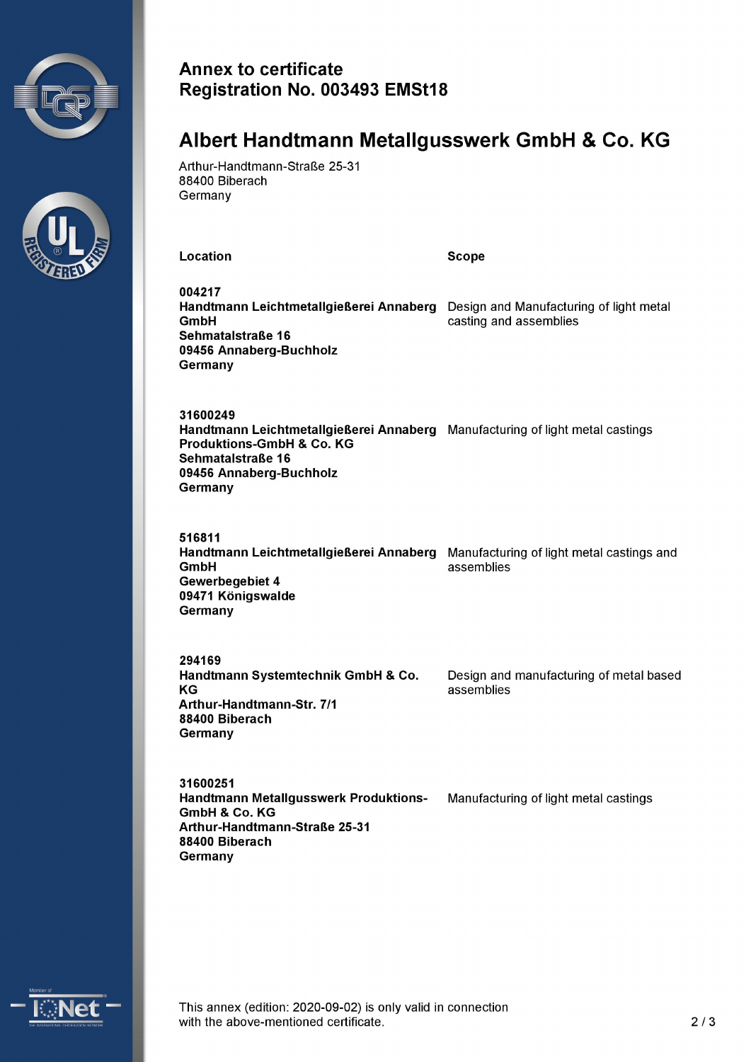# Annex to certificate
# Registration No. 003493 EMSt18

## Albert Handtmann Metallgusswerk GmbH & Co. KG

Arthur-Handtmann-Straße 25-31
88400 Biberach
Germany

| Location | Scope |
|---|---|
| **004217**<br>**Handtmann Leichtmetallgießerei Annaberg GmbH**<br>**Sehmatalstraße 16**<br>**09456 Annaberg-Buchholz**<br>**Germany** | Design and Manufacturing of light metal casting and assemblies |
| **31600249**<br>**Handtmann Leichtmetallgießerei Annaberg Produktions-GmbH & Co. KG**<br>**Sehmatalstraße 16**<br>**09456 Annaberg-Buchholz**<br>**Germany** | Manufacturing of light metal castings |
| **516811**<br>**Handtmann Leichtmetallgießerei Annaberg GmbH**<br>**Gewerbegebiet 4**<br>**09471 Königswalde**<br>**Germany** | Manufacturing of light metal castings and assemblies |
| **294169**<br>**Handtmann Systemtechnik GmbH & Co. KG**<br>**Arthur-Handtmann-Str. 7/1**<br>**88400 Biberach**<br>**Germany** | Design and manufacturing of metal based assemblies |
| **31600251**<br>**Handtmann Metallgusswerk Produktions-GmbH & Co. KG**<br>**Arthur-Handtmann-Straße 25-31**<br>**88400 Biberach**<br>**Germany** | Manufacturing of light metal castings |

This annex (edition: 2020-09-02) is only valid in connection with the above-mentioned certificate.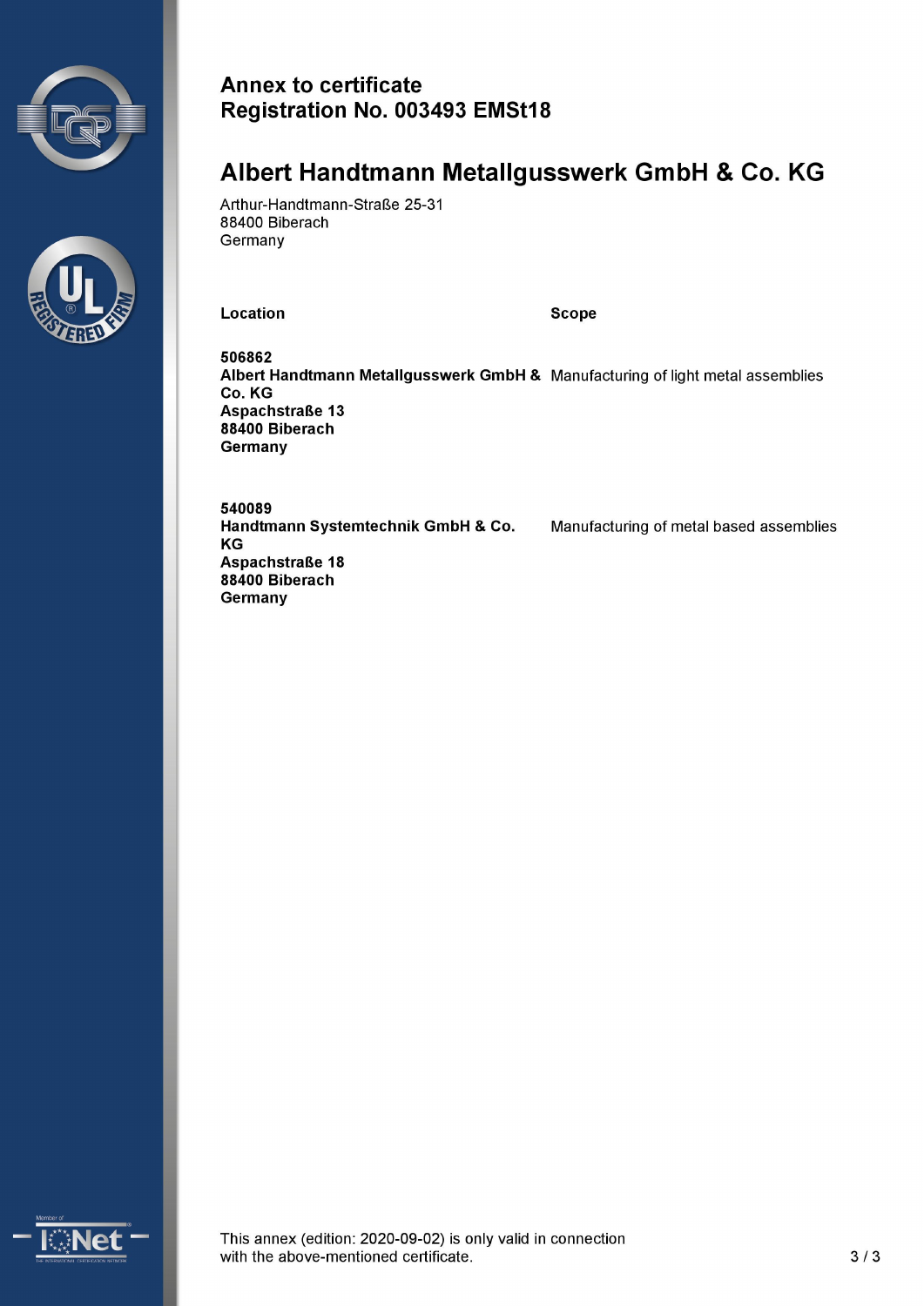# Annex to certificate
# Registration No. 003493 EMSt18

## Albert Handtmann Metallgusswerk GmbH & Co. KG

Arthur-Handtmann-Straße 25-31
88400 Biberach
Germany

| Location | Scope |
|---|---|
| **506862**<br>**Albert Handtmann Metallgusswerk GmbH & Co. KG**<br>**Aspachstraße 13**<br>**88400 Biberach**<br>**Germany** | Manufacturing of light metal assemblies |
| **540089**<br>**Handtmann Systemtechnik GmbH & Co. KG**<br>**Aspachstraße 18**<br>**88400 Biberach**<br>**Germany** | Manufacturing of metal based assemblies |

This annex (edition: 2020-09-02) is only valid in connection with the above-mentioned certificate.